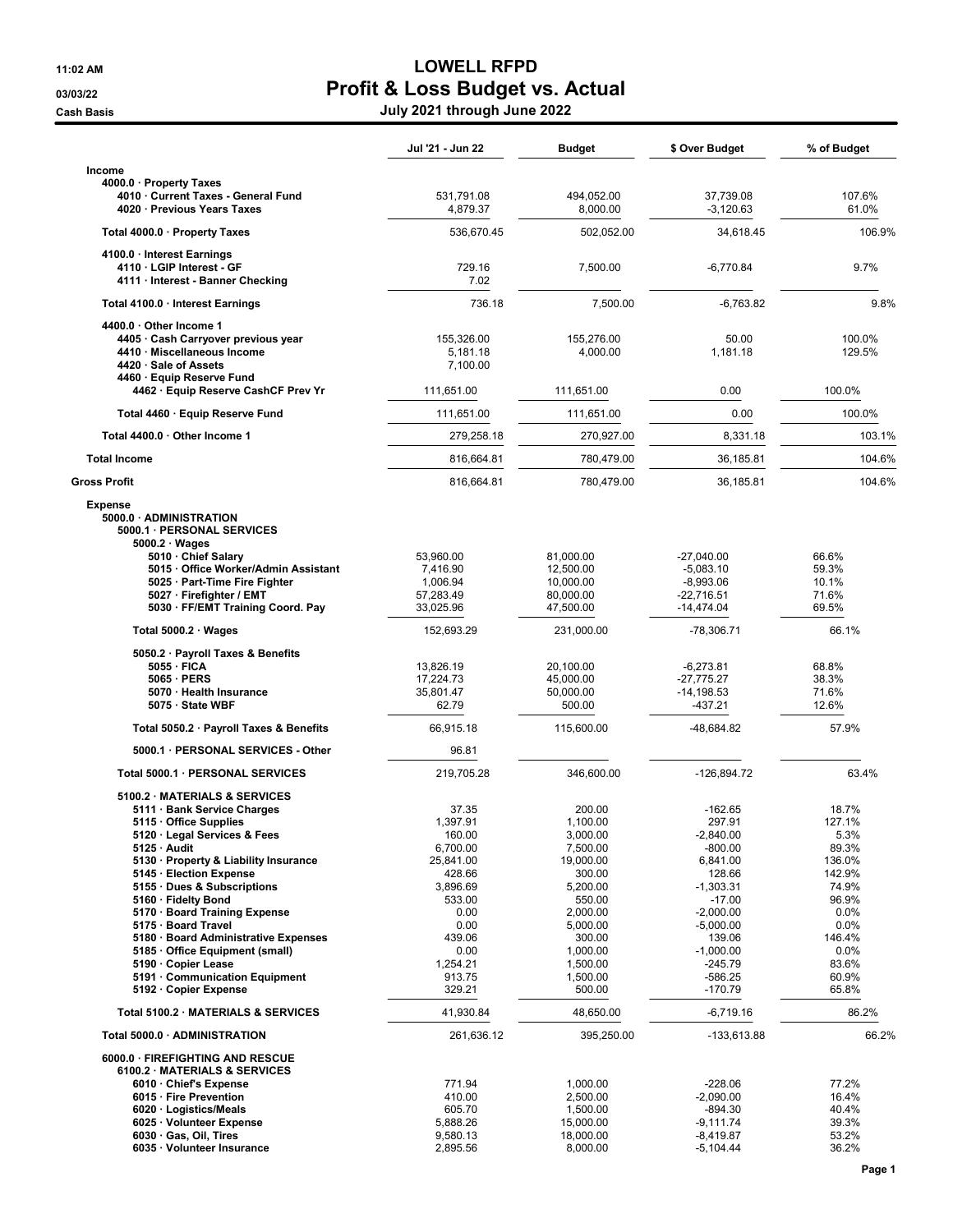# LOWELL RFPD

## Profit & Loss Budget vs. Actual

11:02 AM
03/03/22
Cash Basis

**July 2021 through June 2022**

| | Jul '21 - Jun 22 | Budget | $ Over Budget | % of Budget |
|---|---|---|---|---|
| **Income** | | | | |
| 4000.0 · Property Taxes | | | | |
| 4010 · Current Taxes - General Fund | 531,791.08 | 494,052.00 | 37,739.08 | 107.6% |
| 4020 · Previous Years Taxes | 4,879.37 | 8,000.00 | -3,120.63 | 61.0% |
| Total 4000.0 · Property Taxes | 536,670.45 | 502,052.00 | 34,618.45 | 106.9% |
| 4100.0 · Interest Earnings | | | | |
| 4110 · LGIP Interest - GF | 729.16 | 7,500.00 | -6,770.84 | 9.7% |
| 4111 · Interest - Banner Checking | 7.02 | | | |
| Total 4100.0 · Interest Earnings | 736.18 | 7,500.00 | -6,763.82 | 9.8% |
| 4400.0 · Other Income 1 | | | | |
| 4405 · Cash Carryover previous year | 155,326.00 | 155,276.00 | 50.00 | 100.0% |
| 4410 · Miscellaneous Income | 5,181.18 | 4,000.00 | 1,181.18 | 129.5% |
| 4420 · Sale of Assets | 7,100.00 | | | |
| 4460 · Equip Reserve Fund | | | | |
| 4462 · Equip Reserve CashCF Prev Yr | 111,651.00 | 111,651.00 | 0.00 | 100.0% |
| Total 4460 · Equip Reserve Fund | 111,651.00 | 111,651.00 | 0.00 | 100.0% |
| Total 4400.0 · Other Income 1 | 279,258.18 | 270,927.00 | 8,331.18 | 103.1% |
| **Total Income** | 816,664.81 | 780,479.00 | 36,185.81 | 104.6% |
| **Gross Profit** | 816,664.81 | 780,479.00 | 36,185.81 | 104.6% |
| **Expense** | | | | |
| 5000.0 · ADMINISTRATION | | | | |
| 5000.1 · PERSONAL SERVICES | | | | |
| 5000.2 · Wages | | | | |
| 5010 · Chief Salary | 53,960.00 | 81,000.00 | -27,040.00 | 66.6% |
| 5015 · Office Worker/Admin Assistant | 7,416.90 | 12,500.00 | -5,083.10 | 59.3% |
| 5025 · Part-Time Fire Fighter | 1,006.94 | 10,000.00 | -8,993.06 | 10.1% |
| 5027 · Firefighter / EMT | 57,283.49 | 80,000.00 | -22,716.51 | 71.6% |
| 5030 · FF/EMT Training Coord. Pay | 33,025.96 | 47,500.00 | -14,474.04 | 69.5% |
| Total 5000.2 · Wages | 152,693.29 | 231,000.00 | -78,306.71 | 66.1% |
| 5050.2 · Payroll Taxes & Benefits | | | | |
| 5055 · FICA | 13,826.19 | 20,100.00 | -6,273.81 | 68.8% |
| 5065 · PERS | 17,224.73 | 45,000.00 | -27,775.27 | 38.3% |
| 5070 · Health Insurance | 35,801.47 | 50,000.00 | -14,198.53 | 71.6% |
| 5075 · State WBF | 62.79 | 500.00 | -437.21 | 12.6% |
| Total 5050.2 · Payroll Taxes & Benefits | 66,915.18 | 115,600.00 | -48,684.82 | 57.9% |
| 5000.1 · PERSONAL SERVICES - Other | 96.81 | | | |
| Total 5000.1 · PERSONAL SERVICES | 219,705.28 | 346,600.00 | -126,894.72 | 63.4% |
| 5100.2 · MATERIALS & SERVICES | | | | |
| 5111 · Bank Service Charges | 37.35 | 200.00 | -162.65 | 18.7% |
| 5115 · Office Supplies | 1,397.91 | 1,100.00 | 297.91 | 127.1% |
| 5120 · Legal Services & Fees | 160.00 | 3,000.00 | -2,840.00 | 5.3% |
| 5125 · Audit | 6,700.00 | 7,500.00 | -800.00 | 89.3% |
| 5130 · Property & Liability Insurance | 25,841.00 | 19,000.00 | 6,841.00 | 136.0% |
| 5145 · Election Expense | 428.66 | 300.00 | 128.66 | 142.9% |
| 5155 · Dues & Subscriptions | 3,896.69 | 5,200.00 | -1,303.31 | 74.9% |
| 5160 · Fidelity Bond | 533.00 | 550.00 | -17.00 | 96.9% |
| 5170 · Board Training Expense | 0.00 | 2,000.00 | -2,000.00 | 0.0% |
| 5175 · Board Travel | 0.00 | 5,000.00 | -5,000.00 | 0.0% |
| 5180 · Board Administrative Expenses | 439.06 | 300.00 | 139.06 | 146.4% |
| 5185 · Office Equipment (small) | 0.00 | 1,000.00 | -1,000.00 | 0.0% |
| 5190 · Copier Lease | 1,254.21 | 1,500.00 | -245.79 | 83.6% |
| 5191 · Communication Equipment | 913.75 | 1,500.00 | -586.25 | 60.9% |
| 5192 · Copier Expense | 329.21 | 500.00 | -170.79 | 65.8% |
| Total 5100.2 · MATERIALS & SERVICES | 41,930.84 | 48,650.00 | -6,719.16 | 86.2% |
| Total 5000.0 · ADMINISTRATION | 261,636.12 | 395,250.00 | -133,613.88 | 66.2% |
| 6000.0 · FIREFIGHTING AND RESCUE | | | | |
| 6100.2 · MATERIALS & SERVICES | | | | |
| 6010 · Chief's Expense | 771.94 | 1,000.00 | -228.06 | 77.2% |
| 6015 · Fire Prevention | 410.00 | 2,500.00 | -2,090.00 | 16.4% |
| 6020 · Logistics/Meals | 605.70 | 1,500.00 | -894.30 | 40.4% |
| 6025 · Volunteer Expense | 5,888.26 | 15,000.00 | -9,111.74 | 39.3% |
| 6030 · Gas, Oil, Tires | 9,580.13 | 18,000.00 | -8,419.87 | 53.2% |
| 6035 · Volunteer Insurance | 2,895.56 | 8,000.00 | -5,104.44 | 36.2% |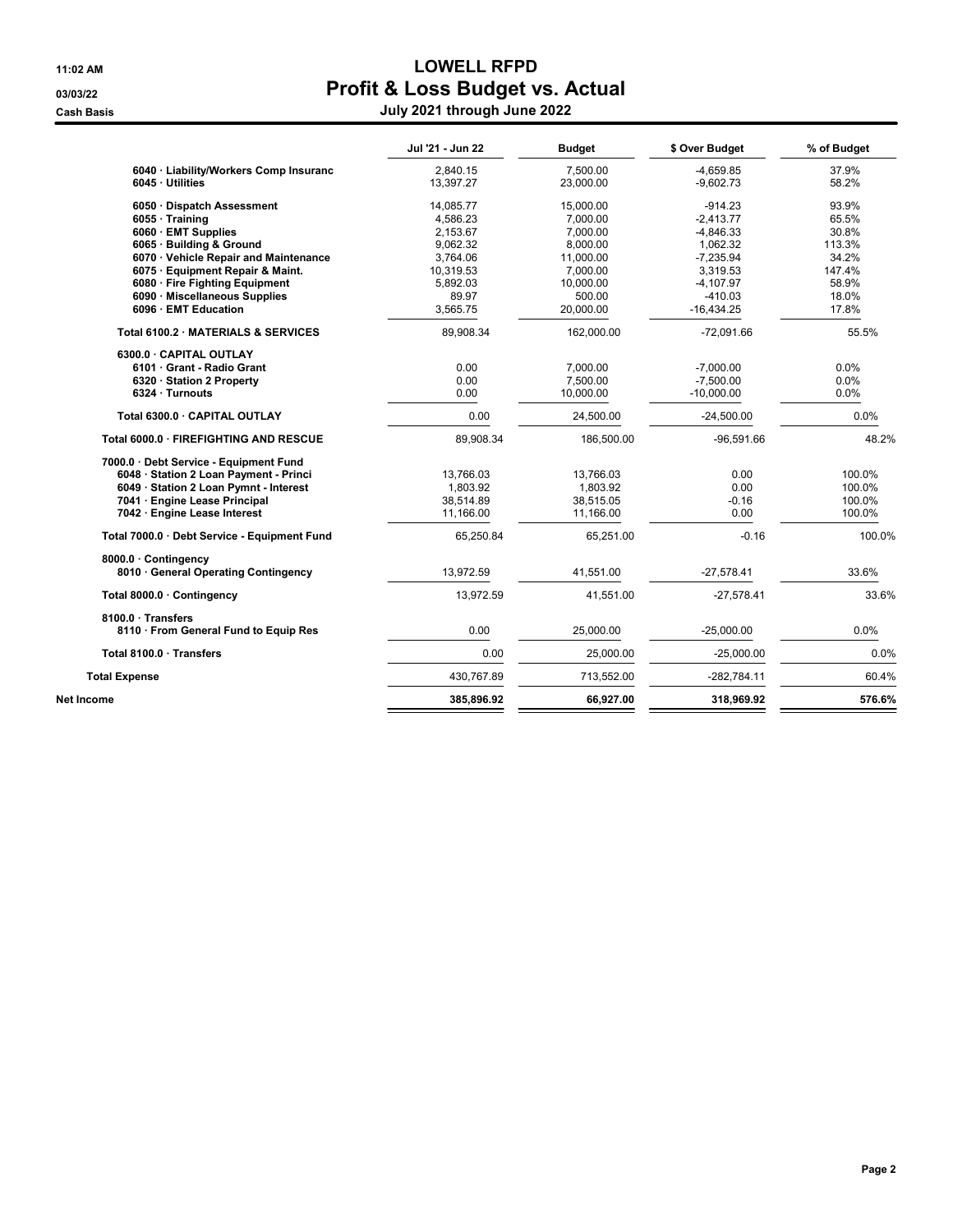# LOWELL RFPD

## Profit & Loss Budget vs. Actual

**Cash Basis** — July 2021 through June 2022

| | Jul '21 - Jun 22 | Budget | $ Over Budget | % of Budget |
|---|---|---|---|---|
| 6040 · Liability/Workers Comp Insuranc | 2,840.15 | 7,500.00 | -4,659.85 | 37.9% |
| 6045 · Utilities | 13,397.27 | 23,000.00 | -9,602.73 | 58.2% |
| 6050 · Dispatch Assessment | 14,085.77 | 15,000.00 | -914.23 | 93.9% |
| 6055 · Training | 4,586.23 | 7,000.00 | -2,413.77 | 65.5% |
| 6060 · EMT Supplies | 2,153.67 | 7,000.00 | -4,846.33 | 30.8% |
| 6065 · Building & Ground | 9,062.32 | 8,000.00 | 1,062.32 | 113.3% |
| 6070 · Vehicle Repair and Maintenance | 3,764.06 | 11,000.00 | -7,235.94 | 34.2% |
| 6075 · Equipment Repair & Maint. | 10,319.53 | 7,000.00 | 3,319.53 | 147.4% |
| 6080 · Fire Fighting Equipment | 5,892.03 | 10,000.00 | -4,107.97 | 58.9% |
| 6090 · Miscellaneous Supplies | 89.97 | 500.00 | -410.03 | 18.0% |
| 6096 · EMT Education | 3,565.75 | 20,000.00 | -16,434.25 | 17.8% |
| **Total 6100.2 · MATERIALS & SERVICES** | 89,908.34 | 162,000.00 | -72,091.66 | 55.5% |
| **6300.0 · CAPITAL OUTLAY** | | | | |
| 6101 · Grant - Radio Grant | 0.00 | 7,000.00 | -7,000.00 | 0.0% |
| 6320 · Station 2 Property | 0.00 | 7,500.00 | -7,500.00 | 0.0% |
| 6324 · Turnouts | 0.00 | 10,000.00 | -10,000.00 | 0.0% |
| **Total 6300.0 · CAPITAL OUTLAY** | 0.00 | 24,500.00 | -24,500.00 | 0.0% |
| **Total 6000.0 · FIREFIGHTING AND RESCUE** | 89,908.34 | 186,500.00 | -96,591.66 | 48.2% |
| **7000.0 · Debt Service - Equipment Fund** | | | | |
| 6048 · Station 2 Loan Payment - Princi | 13,766.03 | 13,766.03 | 0.00 | 100.0% |
| 6049 · Station 2 Loan Pymnt - Interest | 1,803.92 | 1,803.92 | 0.00 | 100.0% |
| 7041 · Engine Lease Principal | 38,514.89 | 38,515.05 | -0.16 | 100.0% |
| 7042 · Engine Lease Interest | 11,166.00 | 11,166.00 | 0.00 | 100.0% |
| **Total 7000.0 · Debt Service - Equipment Fund** | 65,250.84 | 65,251.00 | -0.16 | 100.0% |
| **8000.0 · Contingency** | | | | |
| 8010 · General Operating Contingency | 13,972.59 | 41,551.00 | -27,578.41 | 33.6% |
| **Total 8000.0 · Contingency** | 13,972.59 | 41,551.00 | -27,578.41 | 33.6% |
| **8100.0 · Transfers** | | | | |
| 8110 · From General Fund to Equip Res | 0.00 | 25,000.00 | -25,000.00 | 0.0% |
| **Total 8100.0 · Transfers** | 0.00 | 25,000.00 | -25,000.00 | 0.0% |
| **Total Expense** | 430,767.89 | 713,552.00 | -282,784.11 | 60.4% |
| **Net Income** | **385,896.92** | **66,927.00** | **318,969.92** | **576.6%** |